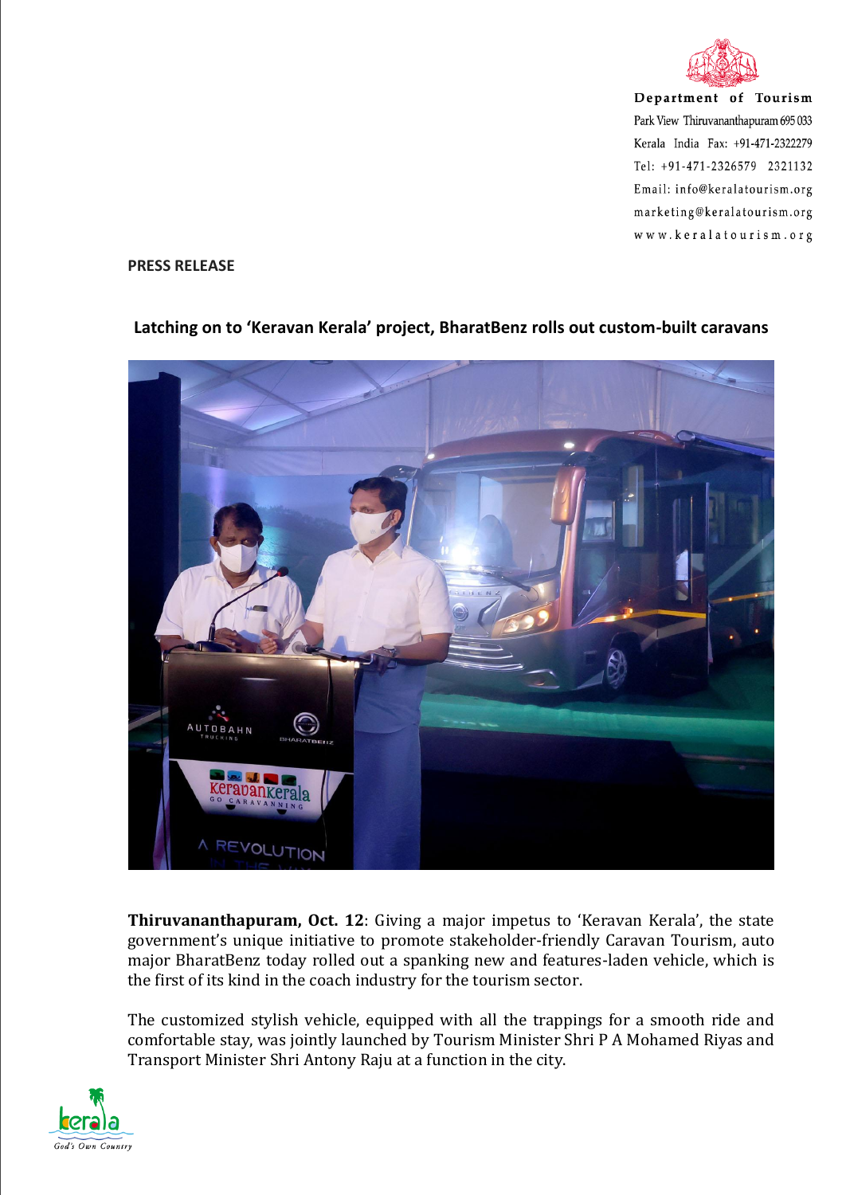Department of Tourism
Park View Thiruvananthapuram 695 033
Kerala India Fax: +91-471-2322279
Tel: +91-471-2326579 2321132
Email: info@keralatourism.org
marketing@keralatourism.org
www.keralatourism.org

**PRESS RELEASE**

**Latching on to 'Keravan Kerala' project, BharatBenz rolls out custom-built caravans**

**Thiruvananthapuram, Oct. 12**: Giving a major impetus to 'Keravan Kerala', the state government's unique initiative to promote stakeholder-friendly Caravan Tourism, auto major BharatBenz today rolled out a spanking new and features-laden vehicle, which is the first of its kind in the coach industry for the tourism sector.

The customized stylish vehicle, equipped with all the trappings for a smooth ride and comfortable stay, was jointly launched by Tourism Minister Shri P A Mohamed Riyas and Transport Minister Shri Antony Raju at a function in the city.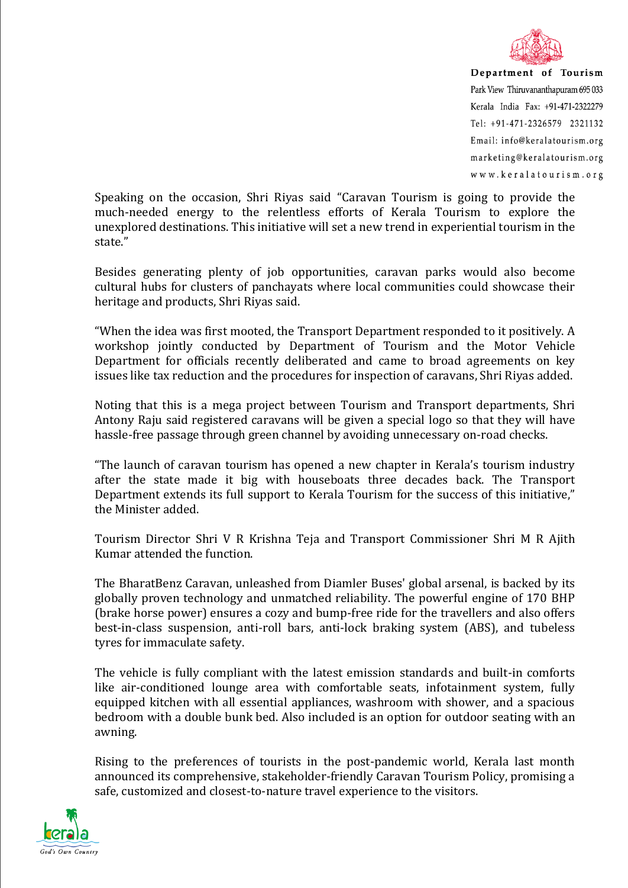Speaking on the occasion, Shri Riyas said "Caravan Tourism is going to provide the much-needed energy to the relentless efforts of Kerala Tourism to explore the unexplored destinations. This initiative will set a new trend in experiential tourism in the state."

Besides generating plenty of job opportunities, caravan parks would also become cultural hubs for clusters of panchayats where local communities could showcase their heritage and products, Shri Riyas said.

"When the idea was first mooted, the Transport Department responded to it positively. A workshop jointly conducted by Department of Tourism and the Motor Vehicle Department for officials recently deliberated and came to broad agreements on key issues like tax reduction and the procedures for inspection of caravans, Shri Riyas added.

Noting that this is a mega project between Tourism and Transport departments, Shri Antony Raju said registered caravans will be given a special logo so that they will have hassle-free passage through green channel by avoiding unnecessary on-road checks.

"The launch of caravan tourism has opened a new chapter in Kerala's tourism industry after the state made it big with houseboats three decades back. The Transport Department extends its full support to Kerala Tourism for the success of this initiative," the Minister added.

Tourism Director Shri V R Krishna Teja and Transport Commissioner Shri M R Ajith Kumar attended the function.

The BharatBenz Caravan, unleashed from Diamler Buses' global arsenal, is backed by its globally proven technology and unmatched reliability. The powerful engine of 170 BHP (brake horse power) ensures a cozy and bump-free ride for the travellers and also offers best-in-class suspension, anti-roll bars, anti-lock braking system (ABS), and tubeless tyres for immaculate safety.

The vehicle is fully compliant with the latest emission standards and built-in comforts like air-conditioned lounge area with comfortable seats, infotainment system, fully equipped kitchen with all essential appliances, washroom with shower, and a spacious bedroom with a double bunk bed. Also included is an option for outdoor seating with an awning.

Rising to the preferences of tourists in the post-pandemic world, Kerala last month announced its comprehensive, stakeholder-friendly Caravan Tourism Policy, promising a safe, customized and closest-to-nature travel experience to the visitors.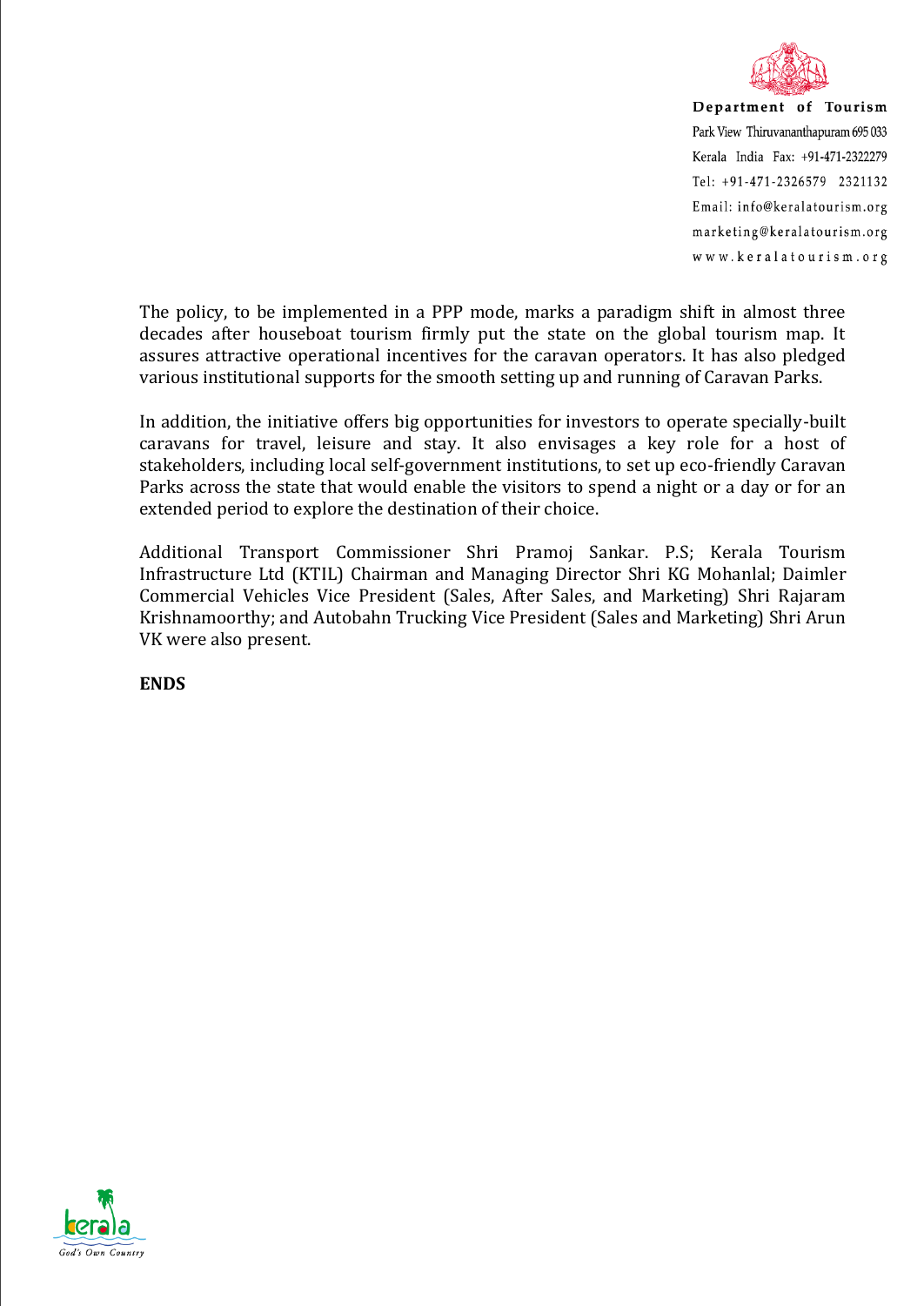The policy, to be implemented in a PPP mode, marks a paradigm shift in almost three decades after houseboat tourism firmly put the state on the global tourism map. It assures attractive operational incentives for the caravan operators. It has also pledged various institutional supports for the smooth setting up and running of Caravan Parks.

In addition, the initiative offers big opportunities for investors to operate specially-built caravans for travel, leisure and stay. It also envisages a key role for a host of stakeholders, including local self-government institutions, to set up eco-friendly Caravan Parks across the state that would enable the visitors to spend a night or a day or for an extended period to explore the destination of their choice.

Additional Transport Commissioner Shri Pramoj Sankar. P.S; Kerala Tourism Infrastructure Ltd (KTIL) Chairman and Managing Director Shri KG Mohanlal; Daimler Commercial Vehicles Vice President (Sales, After Sales, and Marketing) Shri Rajaram Krishnamoorthy; and Autobahn Trucking Vice President (Sales and Marketing) Shri Arun VK were also present.

**ENDS**